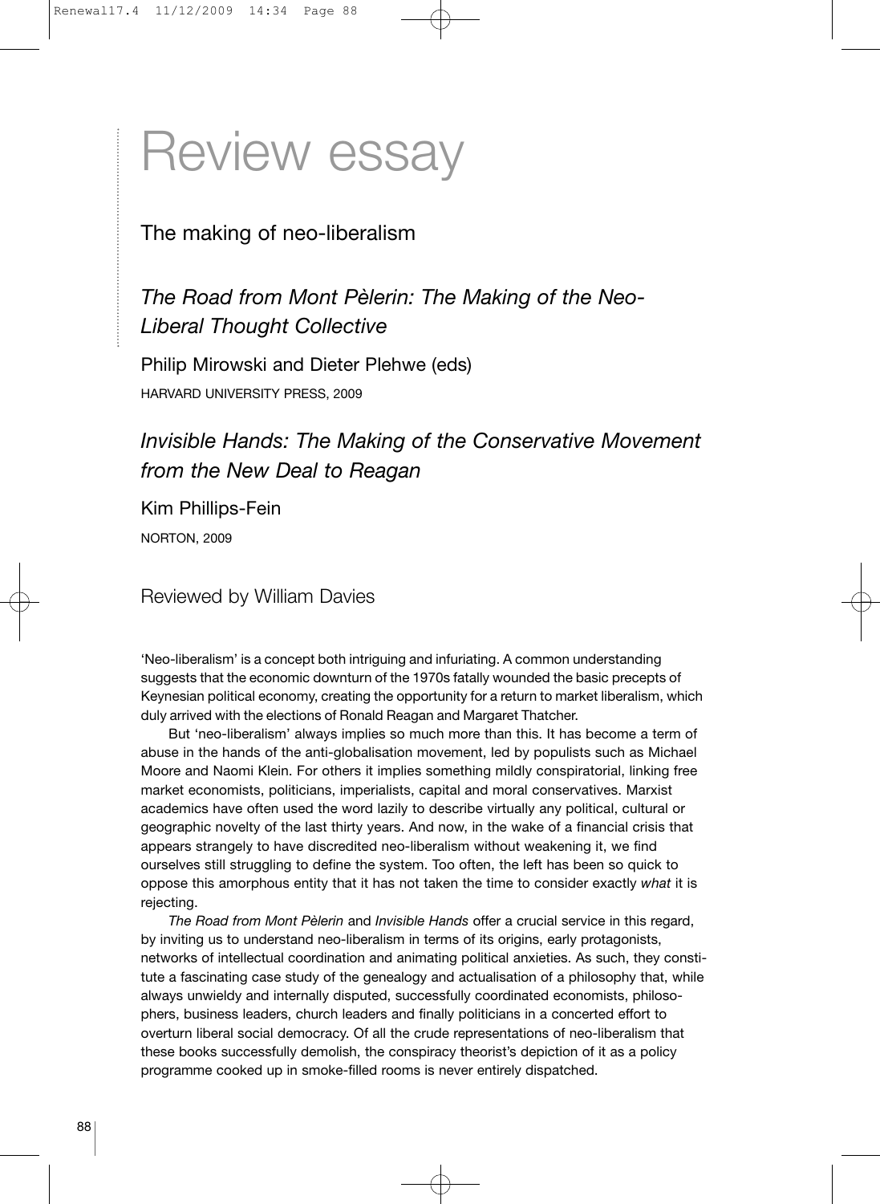# Review essay

## The making of neo-liberalism

### *The Road from Mont Pèlerin: The Making of the Neo-Liberal Thought Collective*

Philip Mirowski and Dieter Plehwe (eds)

HARVARD UNIVERSITY PRESS, 2009

### *Invisible Hands: The Making of the Conservative Movement from the New Deal to Reagan*

Kim Phillips-Fein

NORTON, 2009

Reviewed by William Davies

'Neo-liberalism' is a concept both intriguing and infuriating. A common understanding suggests that the economic downturn of the 1970s fatally wounded the basic precepts of Keynesian political economy, creating the opportunity for a return to market liberalism, which duly arrived with the elections of Ronald Reagan and Margaret Thatcher.

But 'neo-liberalism' always implies so much more than this. It has become a term of abuse in the hands of the anti-globalisation movement, led by populists such as Michael Moore and Naomi Klein. For others it implies something mildly conspiratorial, linking free market economists, politicians, imperialists, capital and moral conservatives. Marxist academics have often used the word lazily to describe virtually any political, cultural or geographic novelty of the last thirty years. And now, in the wake of a financial crisis that appears strangely to have discredited neo-liberalism without weakening it, we find ourselves still struggling to define the system. Too often, the left has been so quick to oppose this amorphous entity that it has not taken the time to consider exactly *what* it is rejecting.

*The Road from Mont Pèlerin* and *Invisible Hands* offer a crucial service in this regard, by inviting us to understand neo-liberalism in terms of its origins, early protagonists, networks of intellectual coordination and animating political anxieties. As such, they constitute a fascinating case study of the genealogy and actualisation of a philosophy that, while always unwieldy and internally disputed, successfully coordinated economists, philosophers, business leaders, church leaders and finally politicians in a concerted effort to overturn liberal social democracy. Of all the crude representations of neo-liberalism that these books successfully demolish, the conspiracy theorist's depiction of it as a policy programme cooked up in smoke-filled rooms is never entirely dispatched.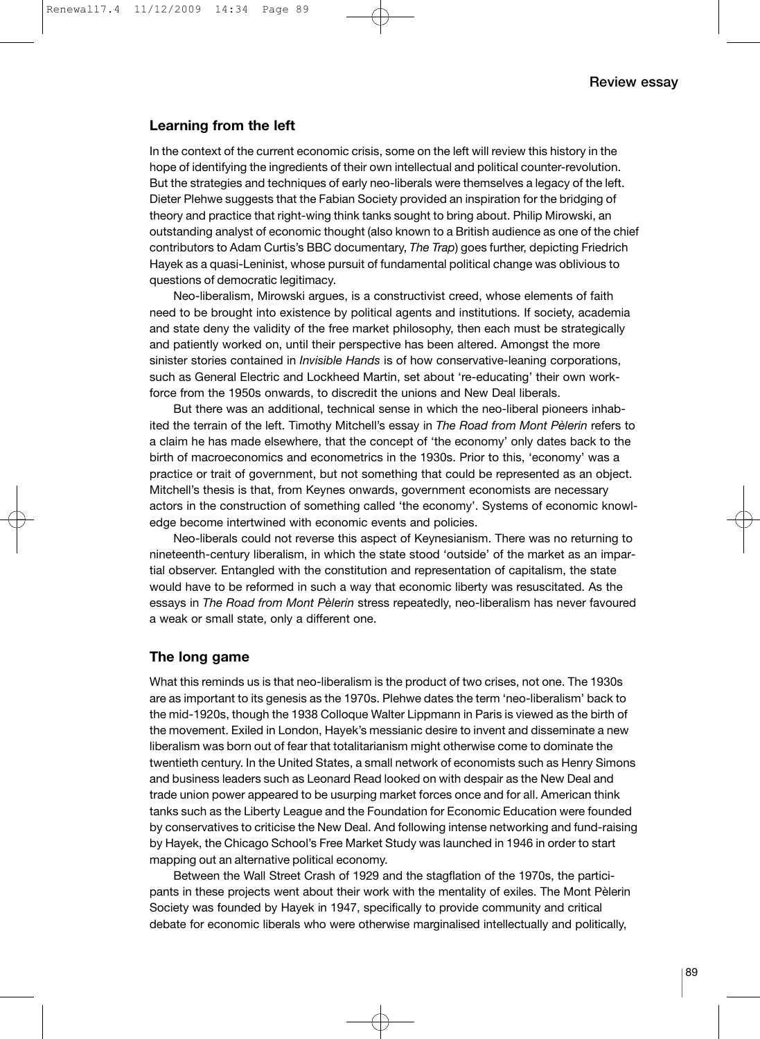## Learning from the left

In the context of the current economic crisis, some on the left will review this history in the hope of identifying the ingredients of their own intellectual and political counter-revolution. But the strategies and techniques of early neo-liberals were themselves a legacy of the left. Dieter Plehwe suggests that the Fabian Society provided an inspiration for the bridging of theory and practice that right-wing think tanks sought to bring about. Philip Mirowski, an outstanding analyst of economic thought (also known to a British audience as one of the chief contributors to Adam Curtis's BBC documentary, *The Trap*) goes further, depicting Friedrich Hayek as a quasi-Leninist, whose pursuit of fundamental political change was oblivious to questions of democratic legitimacy.

Neo-liberalism, Mirowski argues, is a constructivist creed, whose elements of faith need to be brought into existence by political agents and institutions. If society, academia and state deny the validity of the free market philosophy, then each must be strategically and patiently worked on, until their perspective has been altered. Amongst the more sinister stories contained in *Invisible Hands* is of how conservative-leaning corporations, such as General Electric and Lockheed Martin, set about 're-educating' their own workforce from the 1950s onwards, to discredit the unions and New Deal liberals.

But there was an additional, technical sense in which the neo-liberal pioneers inhabited the terrain of the left. Timothy Mitchell's essay in *The Road from Mont Pèlerin* refers to a claim he has made elsewhere, that the concept of 'the economy' only dates back to the birth of macroeconomics and econometrics in the 1930s. Prior to this, 'economy' was a practice or trait of government, but not something that could be represented as an object. Mitchell's thesis is that, from Keynes onwards, government economists are necessary actors in the construction of something called 'the economy'. Systems of economic knowledge become intertwined with economic events and policies.

Neo-liberals could not reverse this aspect of Keynesianism. There was no returning to nineteenth-century liberalism, in which the state stood 'outside' of the market as an impartial observer. Entangled with the constitution and representation of capitalism, the state would have to be reformed in such a way that economic liberty was resuscitated. As the essays in *The Road from Mont Pèlerin* stress repeatedly, neo-liberalism has never favoured a weak or small state, only a different one.

## The long game

What this reminds us is that neo-liberalism is the product of two crises, not one. The 1930s are as important to its genesis as the 1970s. Plehwe dates the term 'neo-liberalism' back to the mid-1920s, though the 1938 Colloque Walter Lippmann in Paris is viewed as the birth of the movement. Exiled in London, Hayek's messianic desire to invent and disseminate a new liberalism was born out of fear that totalitarianism might otherwise come to dominate the twentieth century. In the United States, a small network of economists such as Henry Simons and business leaders such as Leonard Read looked on with despair as the New Deal and trade union power appeared to be usurping market forces once and for all. American think tanks such as the Liberty League and the Foundation for Economic Education were founded by conservatives to criticise the New Deal. And following intense networking and fund-raising by Hayek, the Chicago School's Free Market Study was launched in 1946 in order to start mapping out an alternative political economy.

Between the Wall Street Crash of 1929 and the stagflation of the 1970s, the participants in these projects went about their work with the mentality of exiles. The Mont Pèlerin Society was founded by Hayek in 1947, specifically to provide community and critical debate for economic liberals who were otherwise marginalised intellectually and politically,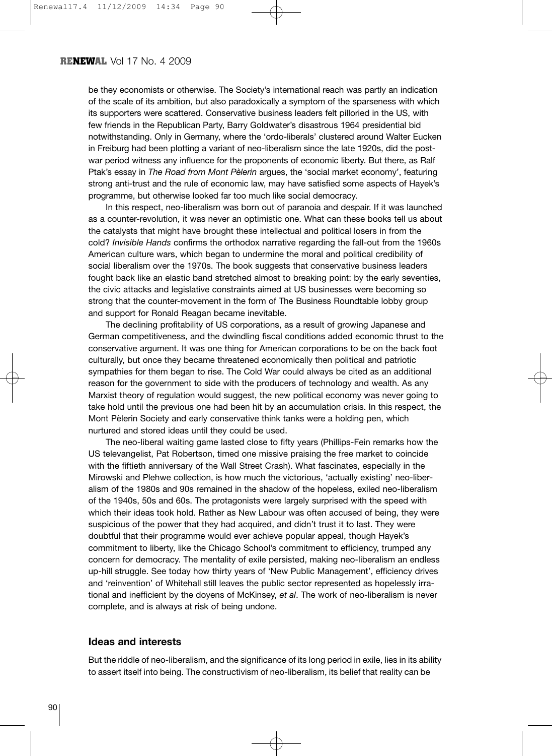be they economists or otherwise. The Society's international reach was partly an indication of the scale of its ambition, but also paradoxically a symptom of the sparseness with which its supporters were scattered. Conservative business leaders felt pilloried in the US, with few friends in the Republican Party, Barry Goldwater's disastrous 1964 presidential bid notwithstanding. Only in Germany, where the 'ordo-liberals' clustered around Walter Eucken in Freiburg had been plotting a variant of neo-liberalism since the late 1920s, did the post-war period witness any influence for the proponents of economic liberty. But there, as Ralf Ptak's essay in *The Road from Mont Pèlerin* argues, the 'social market economy', featuring strong anti-trust and the rule of economic law, may have satisfied some aspects of Hayek's programme, but otherwise looked far too much like social democracy.

In this respect, neo-liberalism was born out of paranoia and despair. If it was launched as a counter-revolution, it was never an optimistic one. What can these books tell us about the catalysts that might have brought these intellectual and political losers in from the cold? *Invisible Hands* confirms the orthodox narrative regarding the fall-out from the 1960s American culture wars, which began to undermine the moral and political credibility of social liberalism over the 1970s. The book suggests that conservative business leaders fought back like an elastic band stretched almost to breaking point: by the early seventies, the civic attacks and legislative constraints aimed at US businesses were becoming so strong that the counter-movement in the form of The Business Roundtable lobby group and support for Ronald Reagan became inevitable.

The declining profitability of US corporations, as a result of growing Japanese and German competitiveness, and the dwindling fiscal conditions added economic thrust to the conservative argument. It was one thing for American corporations to be on the back foot culturally, but once they became threatened economically then political and patriotic sympathies for them began to rise. The Cold War could always be cited as an additional reason for the government to side with the producers of technology and wealth. As any Marxist theory of regulation would suggest, the new political economy was never going to take hold until the previous one had been hit by an accumulation crisis. In this respect, the Mont Pèlerin Society and early conservative think tanks were a holding pen, which nurtured and stored ideas until they could be used.

The neo-liberal waiting game lasted close to fifty years (Phillips-Fein remarks how the US televangelist, Pat Robertson, timed one missive praising the free market to coincide with the fiftieth anniversary of the Wall Street Crash). What fascinates, especially in the Mirowski and Plehwe collection, is how much the victorious, 'actually existing' neo-liberalism of the 1980s and 90s remained in the shadow of the hopeless, exiled neo-liberalism of the 1940s, 50s and 60s. The protagonists were largely surprised with the speed with which their ideas took hold. Rather as New Labour was often accused of being, they were suspicious of the power that they had acquired, and didn't trust it to last. They were doubtful that their programme would ever achieve popular appeal, though Hayek's commitment to liberty, like the Chicago School's commitment to efficiency, trumped any concern for democracy. The mentality of exile persisted, making neo-liberalism an endless up-hill struggle. See today how thirty years of 'New Public Management', efficiency drives and 'reinvention' of Whitehall still leaves the public sector represented as hopelessly irrational and inefficient by the doyens of McKinsey, *et al*. The work of neo-liberalism is never complete, and is always at risk of being undone.

## Ideas and interests

But the riddle of neo-liberalism, and the significance of its long period in exile, lies in its ability to assert itself into being. The constructivism of neo-liberalism, its belief that reality can be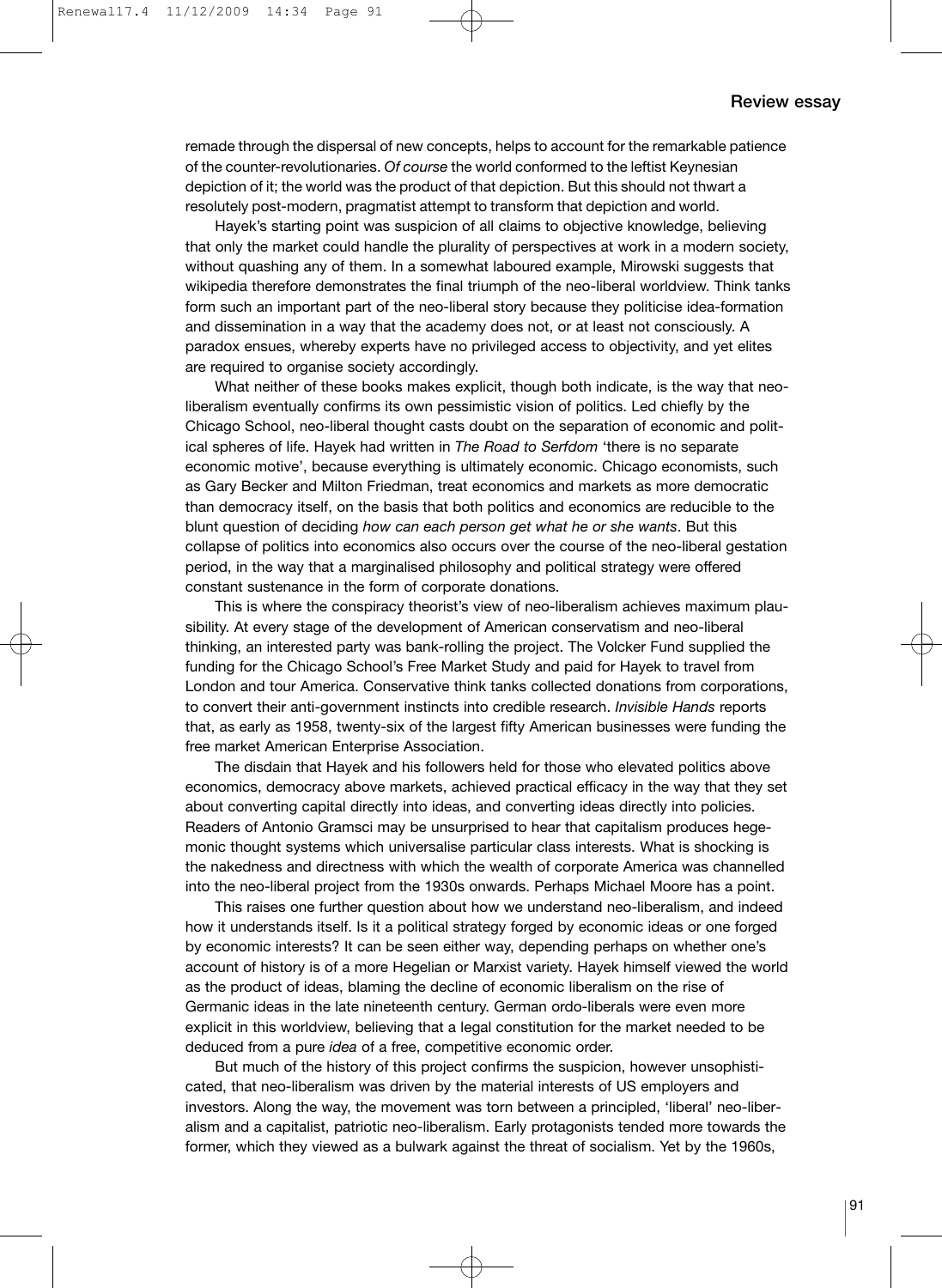remade through the dispersal of new concepts, helps to account for the remarkable patience of the counter-revolutionaries. *Of course* the world conformed to the leftist Keynesian depiction of it; the world was the product of that depiction. But this should not thwart a resolutely post-modern, pragmatist attempt to transform that depiction and world.

Hayek's starting point was suspicion of all claims to objective knowledge, believing that only the market could handle the plurality of perspectives at work in a modern society, without quashing any of them. In a somewhat laboured example, Mirowski suggests that wikipedia therefore demonstrates the final triumph of the neo-liberal worldview. Think tanks form such an important part of the neo-liberal story because they politicise idea-formation and dissemination in a way that the academy does not, or at least not consciously. A paradox ensues, whereby experts have no privileged access to objectivity, and yet elites are required to organise society accordingly.

What neither of these books makes explicit, though both indicate, is the way that neo-liberalism eventually confirms its own pessimistic vision of politics. Led chiefly by the Chicago School, neo-liberal thought casts doubt on the separation of economic and political spheres of life. Hayek had written in *The Road to Serfdom* 'there is no separate economic motive', because everything is ultimately economic. Chicago economists, such as Gary Becker and Milton Friedman, treat economics and markets as more democratic than democracy itself, on the basis that both politics and economics are reducible to the blunt question of deciding *how can each person get what he or she wants*. But this collapse of politics into economics also occurs over the course of the neo-liberal gestation period, in the way that a marginalised philosophy and political strategy were offered constant sustenance in the form of corporate donations.

This is where the conspiracy theorist's view of neo-liberalism achieves maximum plausibility. At every stage of the development of American conservatism and neo-liberal thinking, an interested party was bank-rolling the project. The Volcker Fund supplied the funding for the Chicago School's Free Market Study and paid for Hayek to travel from London and tour America. Conservative think tanks collected donations from corporations, to convert their anti-government instincts into credible research. *Invisible Hands* reports that, as early as 1958, twenty-six of the largest fifty American businesses were funding the free market American Enterprise Association.

The disdain that Hayek and his followers held for those who elevated politics above economics, democracy above markets, achieved practical efficacy in the way that they set about converting capital directly into ideas, and converting ideas directly into policies. Readers of Antonio Gramsci may be unsurprised to hear that capitalism produces hegemonic thought systems which universalise particular class interests. What is shocking is the nakedness and directness with which the wealth of corporate America was channelled into the neo-liberal project from the 1930s onwards. Perhaps Michael Moore has a point.

This raises one further question about how we understand neo-liberalism, and indeed how it understands itself. Is it a political strategy forged by economic ideas or one forged by economic interests? It can be seen either way, depending perhaps on whether one's account of history is of a more Hegelian or Marxist variety. Hayek himself viewed the world as the product of ideas, blaming the decline of economic liberalism on the rise of Germanic ideas in the late nineteenth century. German ordo-liberals were even more explicit in this worldview, believing that a legal constitution for the market needed to be deduced from a pure *idea* of a free, competitive economic order.

But much of the history of this project confirms the suspicion, however unsophisticated, that neo-liberalism was driven by the material interests of US employers and investors. Along the way, the movement was torn between a principled, 'liberal' neo-liberalism and a capitalist, patriotic neo-liberalism. Early protagonists tended more towards the former, which they viewed as a bulwark against the threat of socialism. Yet by the 1960s,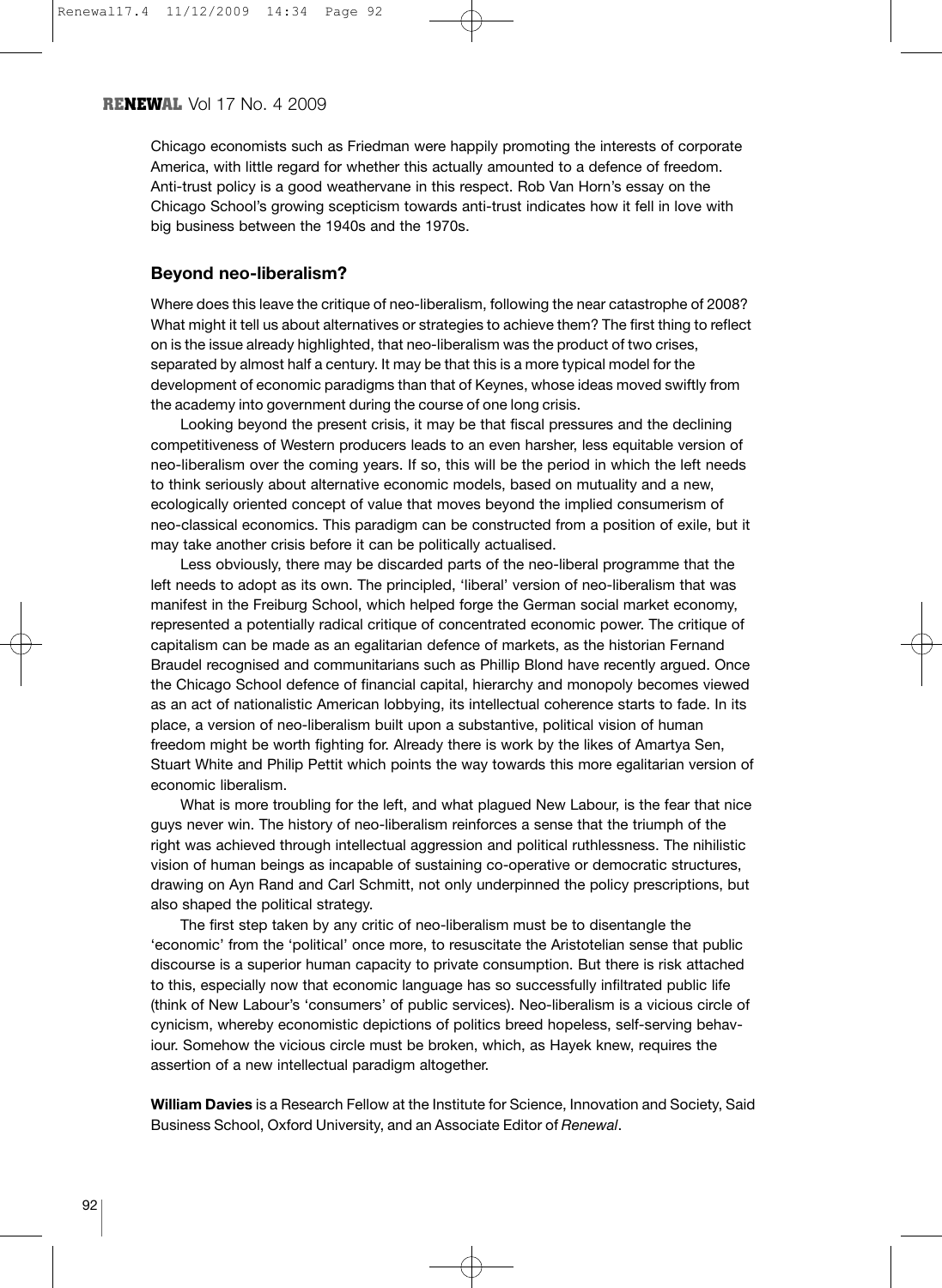Chicago economists such as Friedman were happily promoting the interests of corporate America, with little regard for whether this actually amounted to a defence of freedom. Anti-trust policy is a good weathervane in this respect. Rob Van Horn's essay on the Chicago School's growing scepticism towards anti-trust indicates how it fell in love with big business between the 1940s and the 1970s.

## Beyond neo-liberalism?

Where does this leave the critique of neo-liberalism, following the near catastrophe of 2008? What might it tell us about alternatives or strategies to achieve them? The first thing to reflect on is the issue already highlighted, that neo-liberalism was the product of two crises, separated by almost half a century. It may be that this is a more typical model for the development of economic paradigms than that of Keynes, whose ideas moved swiftly from the academy into government during the course of one long crisis.

Looking beyond the present crisis, it may be that fiscal pressures and the declining competitiveness of Western producers leads to an even harsher, less equitable version of neo-liberalism over the coming years. If so, this will be the period in which the left needs to think seriously about alternative economic models, based on mutuality and a new, ecologically oriented concept of value that moves beyond the implied consumerism of neo-classical economics. This paradigm can be constructed from a position of exile, but it may take another crisis before it can be politically actualised.

Less obviously, there may be discarded parts of the neo-liberal programme that the left needs to adopt as its own. The principled, 'liberal' version of neo-liberalism that was manifest in the Freiburg School, which helped forge the German social market economy, represented a potentially radical critique of concentrated economic power. The critique of capitalism can be made as an egalitarian defence of markets, as the historian Fernand Braudel recognised and communitarians such as Phillip Blond have recently argued. Once the Chicago School defence of financial capital, hierarchy and monopoly becomes viewed as an act of nationalistic American lobbying, its intellectual coherence starts to fade. In its place, a version of neo-liberalism built upon a substantive, political vision of human freedom might be worth fighting for. Already there is work by the likes of Amartya Sen, Stuart White and Philip Pettit which points the way towards this more egalitarian version of economic liberalism.

What is more troubling for the left, and what plagued New Labour, is the fear that nice guys never win. The history of neo-liberalism reinforces a sense that the triumph of the right was achieved through intellectual aggression and political ruthlessness. The nihilistic vision of human beings as incapable of sustaining co-operative or democratic structures, drawing on Ayn Rand and Carl Schmitt, not only underpinned the policy prescriptions, but also shaped the political strategy.

The first step taken by any critic of neo-liberalism must be to disentangle the 'economic' from the 'political' once more, to resuscitate the Aristotelian sense that public discourse is a superior human capacity to private consumption. But there is risk attached to this, especially now that economic language has so successfully infiltrated public life (think of New Labour's 'consumers' of public services). Neo-liberalism is a vicious circle of cynicism, whereby economistic depictions of politics breed hopeless, self-serving behaviour. Somehow the vicious circle must be broken, which, as Hayek knew, requires the assertion of a new intellectual paradigm altogether.

**William Davies** is a Research Fellow at the Institute for Science, Innovation and Society, Said Business School, Oxford University, and an Associate Editor of *Renewal*.